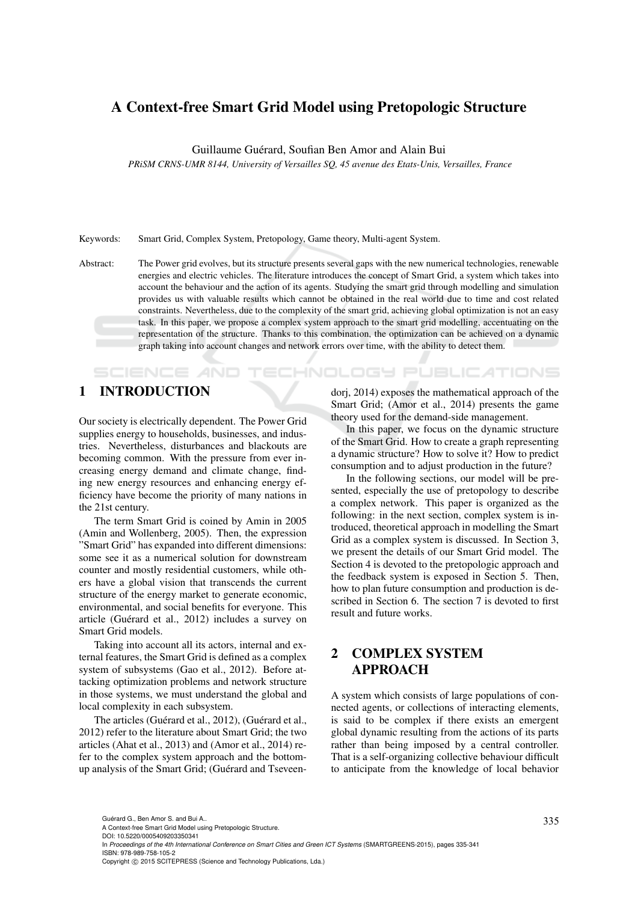# A Context-free Smart Grid Model using Pretopologic Structure

Guillaume Guérard, Soufian Ben Amor and Alain Bui

*PRiSM CRNS-UMR 8144, University of Versailles SQ, 45 avenue des Etats-Unis, Versailles, France*

Keywords: Smart Grid, Complex System, Pretopology, Game theory, Multi-agent System.

Abstract: The Power grid evolves, but its structure presents several gaps with the new numerical technologies, renewable energies and electric vehicles. The literature introduces the concept of Smart Grid, a system which takes into account the behaviour and the action of its agents. Studying the smart grid through modelling and simulation provides us with valuable results which cannot be obtained in the real world due to time and cost related constraints. Nevertheless, due to the complexity of the smart grid, achieving global optimization is not an easy task. In this paper, we propose a complex system approach to the smart grid modelling, accentuating on the representation of the structure. Thanks to this combination, the optimization can be achieved on a dynamic graph taking into account changes and network errors over time, with the ability to detect them.

## 1 INTRODUCTION

Our society is electrically dependent. The Power Grid supplies energy to households, businesses, and industries. Nevertheless, disturbances and blackouts are becoming common. With the pressure from ever increasing energy demand and climate change, finding new energy resources and enhancing energy efficiency have become the priority of many nations in the 21st century.

The term Smart Grid is coined by Amin in 2005 (Amin and Wollenberg, 2005). Then, the expression "Smart Grid" has expanded into different dimensions: some see it as a numerical solution for downstream counter and mostly residential customers, while others have a global vision that transcends the current structure of the energy market to generate economic, environmental, and social benefits for everyone. This article (Guérard et al., 2012) includes a survey on Smart Grid models.

Taking into account all its actors, internal and external features, the Smart Grid is defined as a complex system of subsystems (Gao et al., 2012). Before attacking optimization problems and network structure in those systems, we must understand the global and local complexity in each subsystem.

The articles (Guérard et al., 2012), (Guérard et al., 2012) refer to the literature about Smart Grid; the two articles (Ahat et al., 2013) and (Amor et al., 2014) refer to the complex system approach and the bottom-up analysis of the Smart Grid; (Guérard and Tseveendorj, 2014) exposes the mathematical approach of the Smart Grid; (Amor et al., 2014) presents the game theory used for the demand-side management.

In this paper, we focus on the dynamic structure of the Smart Grid. How to create a graph representing a dynamic structure? How to solve it? How to predict consumption and to adjust production in the future?

In the following sections, our model will be presented, especially the use of pretopology to describe a complex network. This paper is organized as the following: in the next section, complex system is introduced, theoretical approach in modelling the Smart Grid as a complex system is discussed. In Section 3, we present the details of our Smart Grid model. The Section 4 is devoted to the pretopologic approach and the feedback system is exposed in Section 5. Then, how to plan future consumption and production is described in Section 6. The section 7 is devoted to first result and future works.

## 2 COMPLEX SYSTEM APPROACH

A system which consists of large populations of connected agents, or collections of interacting elements, is said to be complex if there exists an emergent global dynamic resulting from the actions of its parts rather than being imposed by a central controller. That is a self-organizing collective behaviour difficult to anticipate from the knowledge of local behavior

Guérard G., Ben Amor S. and Bui A..
A Context-free Smart Grid Model using Pretopologic Structure.
DOI: 10.5220/0005409203350341
In *Proceedings of the 4th International Conference on Smart Cities and Green ICT Systems* (SMARTGREENS-2015), pages 335-341
ISBN: 978-989-758-105-2
Copyright © 2015 SCITEPRESS (Science and Technology Publications, Lda.)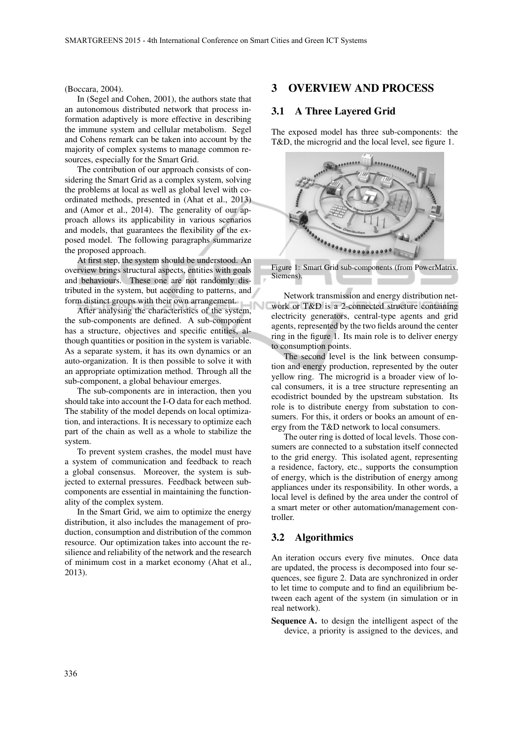(Boccara, 2004).

In (Segel and Cohen, 2001), the authors state that an autonomous distributed network that process information adaptively is more effective in describing the immune system and cellular metabolism. Segel and Cohens remark can be taken into account by the majority of complex systems to manage common resources, especially for the Smart Grid.

The contribution of our approach consists of considering the Smart Grid as a complex system, solving the problems at local as well as global level with coordinated methods, presented in (Ahat et al., 2013) and (Amor et al., 2014). The generality of our approach allows its applicability in various scenarios and models, that guarantees the flexibility of the exposed model. The following paragraphs summarize the proposed approach.

At first step, the system should be understood. An overview brings structural aspects, entities with goals and behaviours. These one are not randomly distributed in the system, but according to patterns, and form distinct groups with their own arrangement.

After analysing the characteristics of the system, the sub-components are defined. A sub-component has a structure, objectives and specific entities, although quantities or position in the system is variable. As a separate system, it has its own dynamics or an auto-organization. It is then possible to solve it with an appropriate optimization method. Through all the sub-component, a global behaviour emerges.

The sub-components are in interaction, then you should take into account the I-O data for each method. The stability of the model depends on local optimization, and interactions. It is necessary to optimize each part of the chain as well as a whole to stabilize the system.

To prevent system crashes, the model must have a system of communication and feedback to reach a global consensus. Moreover, the system is subjected to external pressures. Feedback between sub-components are essential in maintaining the functionality of the complex system.

In the Smart Grid, we aim to optimize the energy distribution, it also includes the management of production, consumption and distribution of the common resource. Our optimization takes into account the resilience and reliability of the network and the research of minimum cost in a market economy (Ahat et al., 2013).

## 3 OVERVIEW AND PROCESS

### 3.1 A Three Layered Grid

The exposed model has three sub-components: the T&D, the microgrid and the local level, see figure 1.

Figure 1: Smart Grid sub-components (from PowerMatrix, Siemens).

Network transmission and energy distribution network or T&D is a 2-connected structure containing electricity generators, central-type agents and grid agents, represented by the two fields around the center ring in the figure 1. Its main role is to deliver energy to consumption points.

The second level is the link between consumption and energy production, represented by the outer yellow ring. The microgrid is a broader view of local consumers, it is a tree structure representing an ecodistrict bounded by the upstream substation. Its role is to distribute energy from substation to consumers. For this, it orders or books an amount of energy from the T&D network to local consumers.

The outer ring is dotted of local levels. Those consumers are connected to a substation itself connected to the grid energy. This isolated agent, representing a residence, factory, etc., supports the consumption of energy, which is the distribution of energy among appliances under its responsibility. In other words, a local level is defined by the area under the control of a smart meter or other automation/management controller.

### 3.2 Algorithmics

An iteration occurs every five minutes. Once data are updated, the process is decomposed into four sequences, see figure 2. Data are synchronized in order to let time to compute and to find an equilibrium between each agent of the system (in simulation or in real network).

**Sequence A.** to design the intelligent aspect of the device, a priority is assigned to the devices, and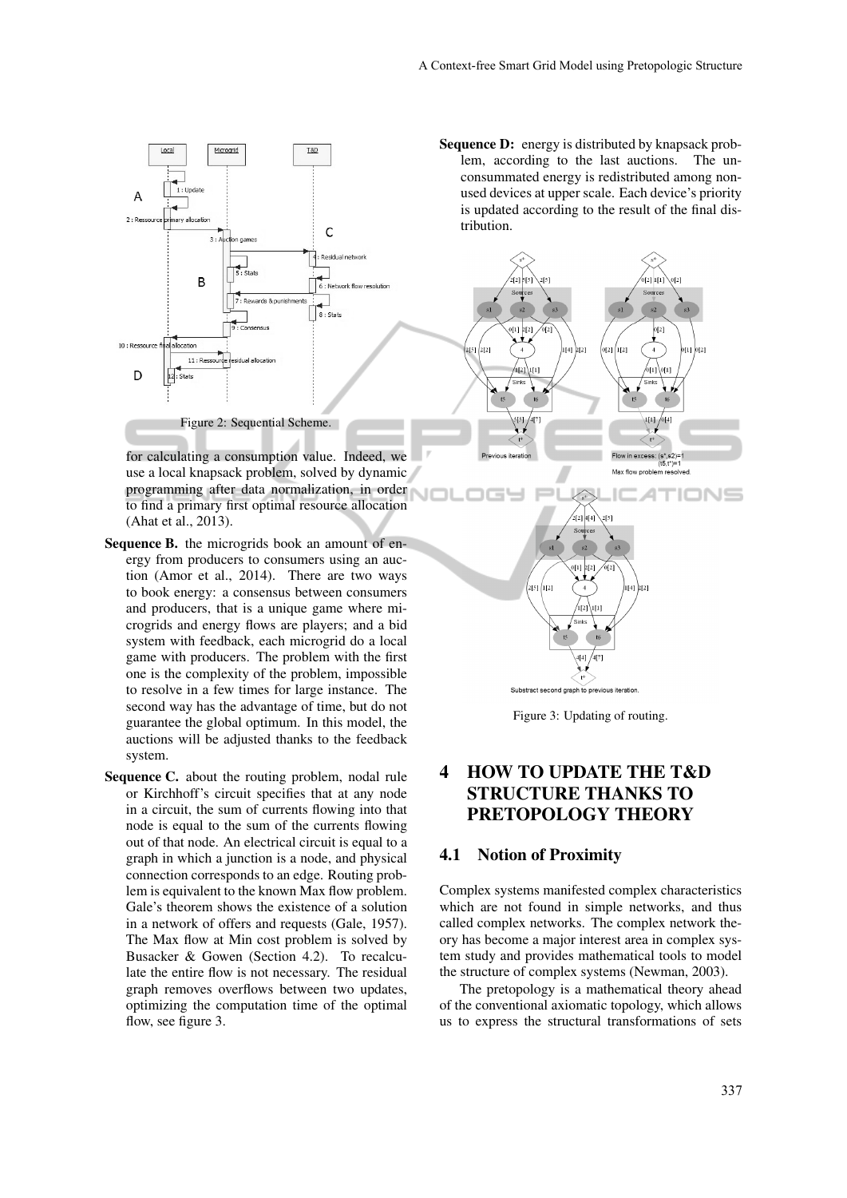Figure 2: Sequential Scheme.

for calculating a consumption value. Indeed, we use a local knapsack problem, solved by dynamic programming after data normalization, in order to find a primary first optimal resource allocation (Ahat et al., 2013).

**Sequence B.** the microgrids book an amount of energy from producers to consumers using an auction (Amor et al., 2014). There are two ways to book energy: a consensus between consumers and producers, that is a unique game where microgrids and energy flows are players; and a bid system with feedback, each microgrid do a local game with producers. The problem with the first one is the complexity of the problem, impossible to resolve in a few times for large instance. The second way has the advantage of time, but do not guarantee the global optimum. In this model, the auctions will be adjusted thanks to the feedback system.

**Sequence C.** about the routing problem, nodal rule or Kirchhoff's circuit specifies that at any node in a circuit, the sum of currents flowing into that node is equal to the sum of the currents flowing out of that node. An electrical circuit is equal to a graph in which a junction is a node, and physical connection corresponds to an edge. Routing problem is equivalent to the known Max flow problem. Gale's theorem shows the existence of a solution in a network of offers and requests (Gale, 1957). The Max flow at Min cost problem is solved by Busacker & Gowen (Section 4.2). To recalculate the entire flow is not necessary. The residual graph removes overflows between two updates, optimizing the computation time of the optimal flow, see figure 3.

**Sequence D:** energy is distributed by knapsack problem, according to the last auctions. The unconsummated energy is redistributed among non-used devices at upper scale. Each device's priority is updated according to the result of the final distribution.

Figure 3: Updating of routing.

## 4 HOW TO UPDATE THE T&D STRUCTURE THANKS TO PRETOPOLOGY THEORY

### 4.1 Notion of Proximity

Complex systems manifested complex characteristics which are not found in simple networks, and thus called complex networks. The complex network theory has become a major interest area in complex system study and provides mathematical tools to model the structure of complex systems (Newman, 2003).

The pretopology is a mathematical theory ahead of the conventional axiomatic topology, which allows us to express the structural transformations of sets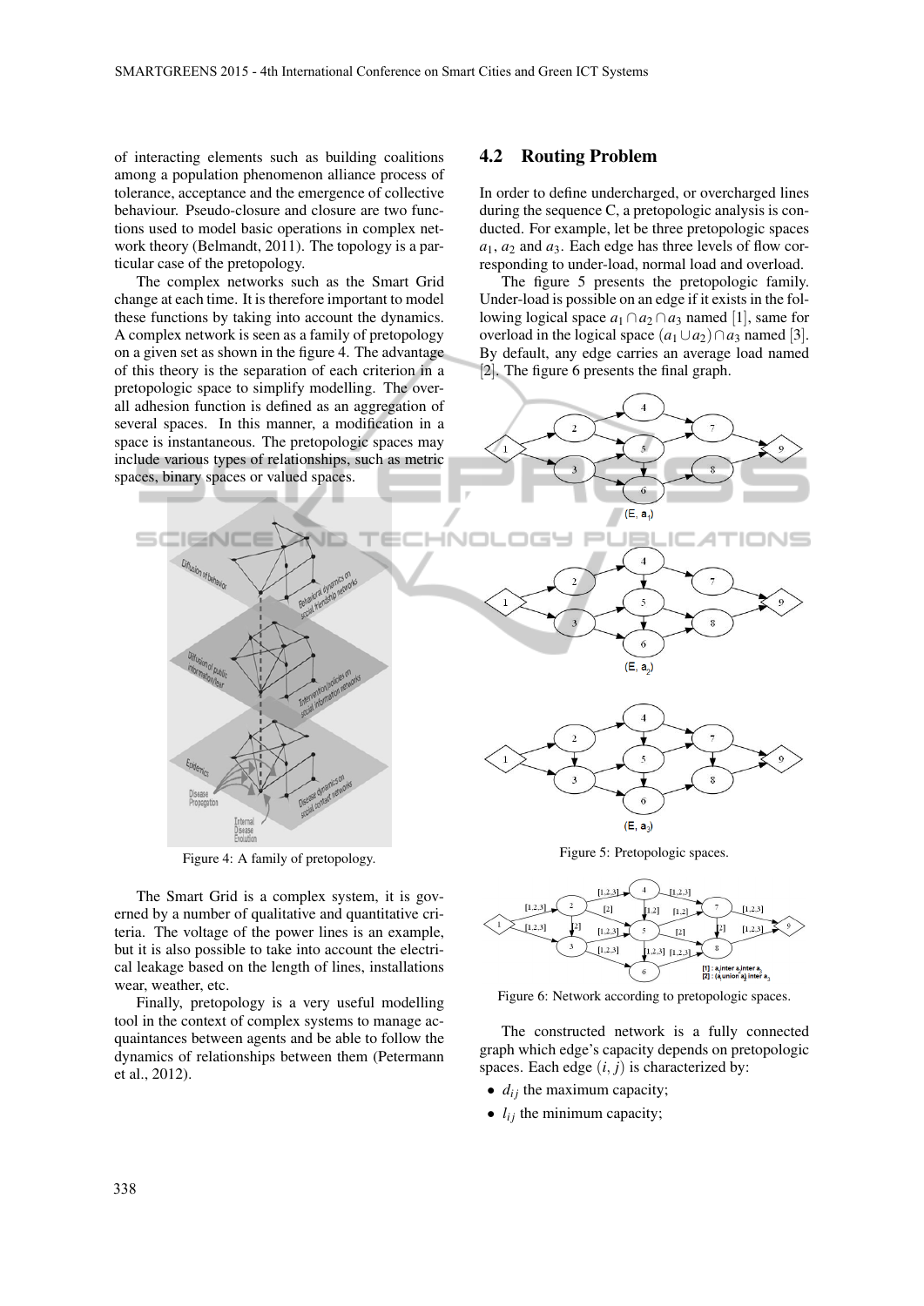of interacting elements such as building coalitions among a population phenomenon alliance process of tolerance, acceptance and the emergence of collective behaviour. Pseudo-closure and closure are two functions used to model basic operations in complex network theory (Belmandt, 2011). The topology is a particular case of the pretopology.

The complex networks such as the Smart Grid change at each time. It is therefore important to model these functions by taking into account the dynamics. A complex network is seen as a family of pretopology on a given set as shown in the figure 4. The advantage of this theory is the separation of each criterion in a pretopologic space to simplify modelling. The overall adhesion function is defined as an aggregation of several spaces. In this manner, a modification in a space is instantaneous. The pretopologic spaces may include various types of relationships, such as metric spaces, binary spaces or valued spaces.

Figure 4: A family of pretopology.

The Smart Grid is a complex system, it is governed by a number of qualitative and quantitative criteria. The voltage of the power lines is an example, but it is also possible to take into account the electrical leakage based on the length of lines, installations wear, weather, etc.

Finally, pretopology is a very useful modelling tool in the context of complex systems to manage acquaintances between agents and be able to follow the dynamics of relationships between them (Petermann et al., 2012).

## 4.2 Routing Problem

In order to define undercharged, or overcharged lines during the sequence C, a pretopologic analysis is conducted. For example, let be three pretopologic spaces $a_1$, $a_2$ and $a_3$. Each edge has three levels of flow corresponding to under-load, normal load and overload.

The figure 5 presents the pretopologic family. Under-load is possible on an edge if it exists in the following logical space $a_1 \cap a_2 \cap a_3$ named [1], same for overload in the logical space $(a_1 \cup a_2) \cap a_3$ named [3]. By default, any edge carries an average load named [2]. The figure 6 presents the final graph.

Figure 5: Pretopologic spaces.

Figure 6: Network according to pretopologic spaces.

The constructed network is a fully connected graph which edge's capacity depends on pretopologic spaces. Each edge $(i, j)$ is characterized by:

- $d_{ij}$ the maximum capacity;
- $l_{ij}$ the minimum capacity;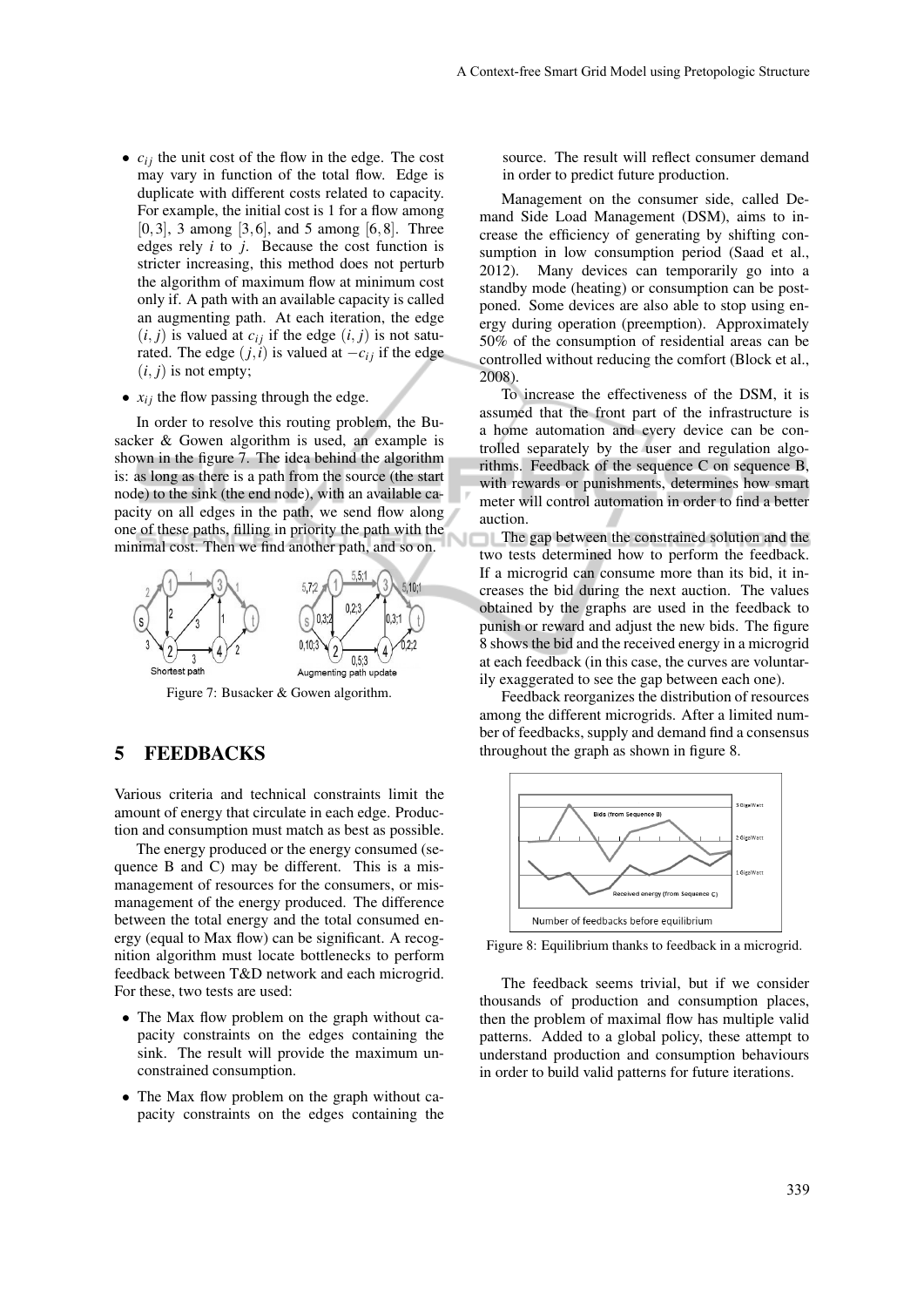- $c_{ij}$ the unit cost of the flow in the edge. The cost may vary in function of the total flow. Edge is duplicate with different costs related to capacity. For example, the initial cost is 1 for a flow among $[0,3]$, 3 among $[3,6]$, and 5 among $[6,8]$. Three edges rely $i$ to $j$. Because the cost function is stricter increasing, this method does not perturb the algorithm of maximum flow at minimum cost only if. A path with an available capacity is called an augmenting path. At each iteration, the edge $(i,j)$ is valued at $c_{ij}$ if the edge $(i,j)$ is not saturated. The edge $(j,i)$ is valued at $-c_{ij}$ if the edge $(i,j)$ is not empty;
- $x_{ij}$ the flow passing through the edge.

In order to resolve this routing problem, the Busacker & Gowen algorithm is used, an example is shown in the figure 7. The idea behind the algorithm is: as long as there is a path from the source (the start node) to the sink (the end node), with an available capacity on all edges in the path, we send flow along one of these paths, filling in priority the path with the minimal cost. Then we find another path, and so on.

Figure 7: Busacker & Gowen algorithm.

## 5 FEEDBACKS

Various criteria and technical constraints limit the amount of energy that circulate in each edge. Production and consumption must match as best as possible.

The energy produced or the energy consumed (sequence B and C) may be different. This is a mismanagement of resources for the consumers, or mismanagement of the energy produced. The difference between the total energy and the total consumed energy (equal to Max flow) can be significant. A recognition algorithm must locate bottlenecks to perform feedback between T&D network and each microgrid. For these, two tests are used:

- The Max flow problem on the graph without capacity constraints on the edges containing the sink. The result will provide the maximum unconstrained consumption.
- The Max flow problem on the graph without capacity constraints on the edges containing the source. The result will reflect consumer demand in order to predict future production.

Management on the consumer side, called Demand Side Load Management (DSM), aims to increase the efficiency of generating by shifting consumption in low consumption period (Saad et al., 2012). Many devices can temporarily go into a standby mode (heating) or consumption can be postponed. Some devices are also able to stop using energy during operation (preemption). Approximately 50% of the consumption of residential areas can be controlled without reducing the comfort (Block et al., 2008).

To increase the effectiveness of the DSM, it is assumed that the front part of the infrastructure is a home automation and every device can be controlled separately by the user and regulation algorithms. Feedback of the sequence C on sequence B, with rewards or punishments, determines how smart meter will control automation in order to find a better auction.

The gap between the constrained solution and the two tests determined how to perform the feedback. If a microgrid can consume more than its bid, it increases the bid during the next auction. The values obtained by the graphs are used in the feedback to punish or reward and adjust the new bids. The figure 8 shows the bid and the received energy in a microgrid at each feedback (in this case, the curves are voluntarily exaggerated to see the gap between each one).

Feedback reorganizes the distribution of resources among the different microgrids. After a limited number of feedbacks, supply and demand find a consensus throughout the graph as shown in figure 8.

Figure 8: Equilibrium thanks to feedback in a microgrid.

The feedback seems trivial, but if we consider thousands of production and consumption places, then the problem of maximal flow has multiple valid patterns. Added to a global policy, these attempt to understand production and consumption behaviours in order to build valid patterns for future iterations.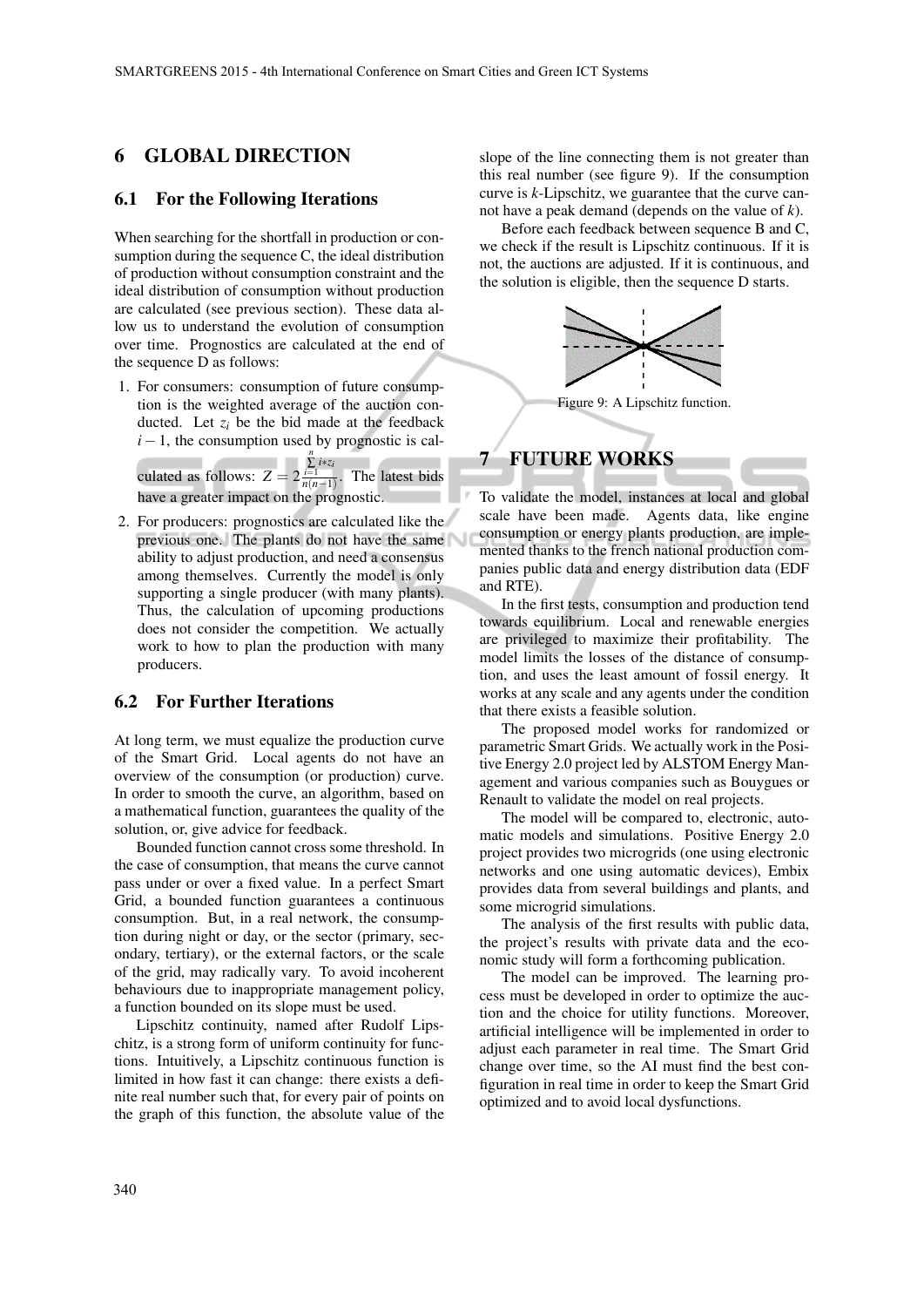## 6 GLOBAL DIRECTION

### 6.1 For the Following Iterations

When searching for the shortfall in production or consumption during the sequence C, the ideal distribution of production without consumption constraint and the ideal distribution of consumption without production are calculated (see previous section). These data allow us to understand the evolution of consumption over time. Prognostics are calculated at the end of the sequence D as follows:

1. For consumers: consumption of future consumption is the weighted average of the auction conducted. Let $z_i$ be the bid made at the feedback $i-1$, the consumption used by prognostic is calculated as follows: $Z = 2\frac{\sum_{i=1}^{n} i*z_i}{n(n-1)}$. The latest bids have a greater impact on the prognostic.
2. For producers: prognostics are calculated like the previous one. The plants do not have the same ability to adjust production, and need a consensus among themselves. Currently the model is only supporting a single producer (with many plants). Thus, the calculation of upcoming productions does not consider the competition. We actually work to how to plan the production with many producers.

### 6.2 For Further Iterations

At long term, we must equalize the production curve of the Smart Grid. Local agents do not have an overview of the consumption (or production) curve. In order to smooth the curve, an algorithm, based on a mathematical function, guarantees the quality of the solution, or, give advice for feedback.

Bounded function cannot cross some threshold. In the case of consumption, that means the curve cannot pass under or over a fixed value. In a perfect Smart Grid, a bounded function guarantees a continuous consumption. But, in a real network, the consumption during night or day, or the sector (primary, secondary, tertiary), or the external factors, or the scale of the grid, may radically vary. To avoid incoherent behaviours due to inappropriate management policy, a function bounded on its slope must be used.

Lipschitz continuity, named after Rudolf Lipschitz, is a strong form of uniform continuity for functions. Intuitively, a Lipschitz continuous function is limited in how fast it can change: there exists a definite real number such that, for every pair of points on the graph of this function, the absolute value of the slope of the line connecting them is not greater than this real number (see figure 9). If the consumption curve is $k$-Lipschitz, we guarantee that the curve cannot have a peak demand (depends on the value of $k$).

Before each feedback between sequence B and C, we check if the result is Lipschitz continuous. If it is not, the auctions are adjusted. If it is continuous, and the solution is eligible, then the sequence D starts.

Figure 9: A Lipschitz function.

## 7 FUTURE WORKS

To validate the model, instances at local and global scale have been made. Agents data, like engine consumption or energy plants production, are implemented thanks to the french national production companies public data and energy distribution data (EDF and RTE).

In the first tests, consumption and production tend towards equilibrium. Local and renewable energies are privileged to maximize their profitability. The model limits the losses of the distance of consumption, and uses the least amount of fossil energy. It works at any scale and any agents under the condition that there exists a feasible solution.

The proposed model works for randomized or parametric Smart Grids. We actually work in the Positive Energy 2.0 project led by ALSTOM Energy Management and various companies such as Bouygues or Renault to validate the model on real projects.

The model will be compared to, electronic, automatic models and simulations. Positive Energy 2.0 project provides two microgrids (one using electronic networks and one using automatic devices), Embix provides data from several buildings and plants, and some microgrid simulations.

The analysis of the first results with public data, the project's results with private data and the economic study will form a forthcoming publication.

The model can be improved. The learning process must be developed in order to optimize the auction and the choice for utility functions. Moreover, artificial intelligence will be implemented in order to adjust each parameter in real time. The Smart Grid change over time, so the AI must find the best configuration in real time in order to keep the Smart Grid optimized and to avoid local dysfunctions.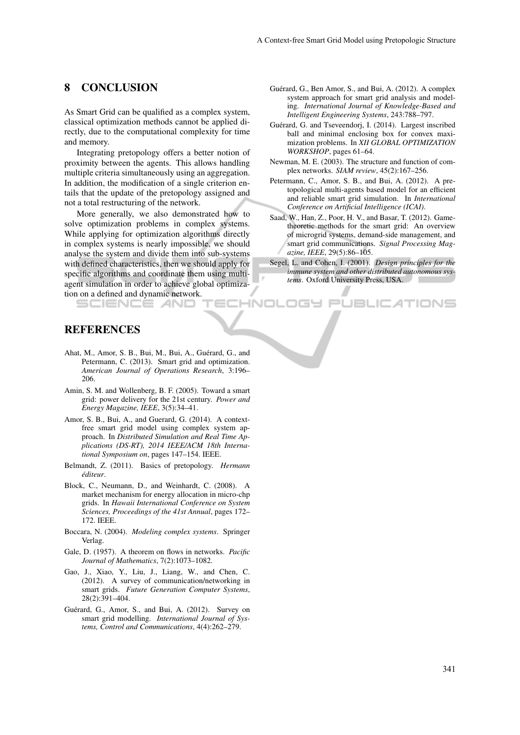## 8 CONCLUSION

As Smart Grid can be qualified as a complex system, classical optimization methods cannot be applied directly, due to the computational complexity for time and memory.

Integrating pretopology offers a better notion of proximity between the agents. This allows handling multiple criteria simultaneously using an aggregation. In addition, the modification of a single criterion entails that the update of the pretopology assigned and not a total restructuring of the network.

More generally, we also demonstrated how to solve optimization problems in complex systems. While applying for optimization algorithms directly in complex systems is nearly impossible, we should analyse the system and divide them into sub-systems with defined characteristics, then we should apply for specific algorithms and coordinate them using multi-agent simulation in order to achieve global optimization on a defined and dynamic network.

## REFERENCES

Ahat, M., Amor, S. B., Bui, M., Bui, A., Guérard, G., and Petermann, C. (2013). Smart grid and optimization. *American Journal of Operations Research*, 3:196–206.

Amin, S. M. and Wollenberg, B. F. (2005). Toward a smart grid: power delivery for the 21st century. *Power and Energy Magazine, IEEE*, 3(5):34–41.

Amor, S. B., Bui, A., and Guerard, G. (2014). A context-free smart grid model using complex system approach. In *Distributed Simulation and Real Time Applications (DS-RT), 2014 IEEE/ACM 18th International Symposium on*, pages 147–154. IEEE.

Belmandt, Z. (2011). Basics of pretopology. *Hermann éditeur*.

Block, C., Neumann, D., and Weinhardt, C. (2008). A market mechanism for energy allocation in micro-chp grids. In *Hawaii International Conference on System Sciences, Proceedings of the 41st Annual*, pages 172–172. IEEE.

Boccara, N. (2004). *Modeling complex systems*. Springer Verlag.

Gale, D. (1957). A theorem on flows in networks. *Pacific Journal of Mathematics*, 7(2):1073–1082.

Gao, J., Xiao, Y., Liu, J., Liang, W., and Chen, C. (2012). A survey of communication/networking in smart grids. *Future Generation Computer Systems*, 28(2):391–404.

Guérard, G., Amor, S., and Bui, A. (2012). Survey on smart grid modelling. *International Journal of Systems, Control and Communications*, 4(4):262–279.

Guérard, G., Ben Amor, S., and Bui, A. (2012). A complex system approach for smart grid analysis and modeling. *International Journal of Knowledge-Based and Intelligent Engineering Systems*, 243:788–797.

Guérard, G. and Tseveendorj, I. (2014). Largest inscribed ball and minimal enclosing box for convex maximization problems. In *XII GLOBAL OPTIMIZATION WORKSHOP*, pages 61–64.

Newman, M. E. (2003). The structure and function of complex networks. *SIAM review*, 45(2):167–256.

Petermann, C., Amor, S. B., and Bui, A. (2012). A pretopological multi-agents based model for an efficient and reliable smart grid simulation. In *International Conference on Artificial Intelligence (ICAI)*.

Saad, W., Han, Z., Poor, H. V., and Basar, T. (2012). Game-theoretic methods for the smart grid: An overview of microgrid systems, demand-side management, and smart grid communications. *Signal Processing Magazine, IEEE*, 29(5):86–105.

Segel, L. and Cohen, I. (2001). *Design principles for the immune system and other distributed autonomous systems*. Oxford University Press, USA.